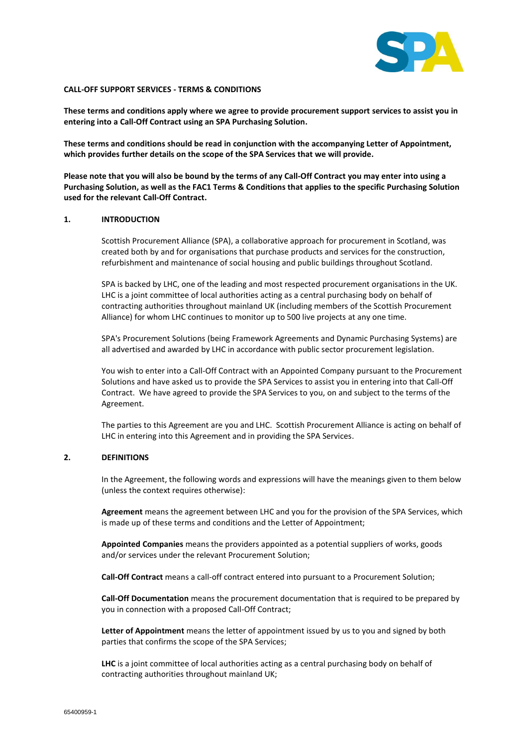**CALL-OFF SUPPORT SERVICES - TERMS & CONDITIONS**

**These terms and conditions apply where we agree to provide procurement support services to assist you in entering into a Call-Off Contract using an SPA Purchasing Solution.**

**These terms and conditions should be read in conjunction with the accompanying Letter of Appointment, which provides further details on the scope of the SPA Services that we will provide.**

**Please note that you will also be bound by the terms of any Call-Off Contract you may enter into using a Purchasing Solution, as well as the FAC1 Terms & Conditions that applies to the specific Purchasing Solution used for the relevant Call-Off Contract.**

## 1. INTRODUCTION

Scottish Procurement Alliance (SPA), a collaborative approach for procurement in Scotland, was created both by and for organisations that purchase products and services for the construction, refurbishment and maintenance of social housing and public buildings throughout Scotland.

SPA is backed by LHC, one of the leading and most respected procurement organisations in the UK. LHC is a joint committee of local authorities acting as a central purchasing body on behalf of contracting authorities throughout mainland UK (including members of the Scottish Procurement Alliance) for whom LHC continues to monitor up to 500 live projects at any one time.

SPA's Procurement Solutions (being Framework Agreements and Dynamic Purchasing Systems) are all advertised and awarded by LHC in accordance with public sector procurement legislation.

You wish to enter into a Call-Off Contract with an Appointed Company pursuant to the Procurement Solutions and have asked us to provide the SPA Services to assist you in entering into that Call-Off Contract. We have agreed to provide the SPA Services to you, on and subject to the terms of the Agreement.

The parties to this Agreement are you and LHC. Scottish Procurement Alliance is acting on behalf of LHC in entering into this Agreement and in providing the SPA Services.

## 2. DEFINITIONS

In the Agreement, the following words and expressions will have the meanings given to them below (unless the context requires otherwise):

**Agreement** means the agreement between LHC and you for the provision of the SPA Services, which is made up of these terms and conditions and the Letter of Appointment;

**Appointed Companies** means the providers appointed as a potential suppliers of works, goods and/or services under the relevant Procurement Solution;

**Call-Off Contract** means a call-off contract entered into pursuant to a Procurement Solution;

**Call-Off Documentation** means the procurement documentation that is required to be prepared by you in connection with a proposed Call-Off Contract;

**Letter of Appointment** means the letter of appointment issued by us to you and signed by both parties that confirms the scope of the SPA Services;

**LHC** is a joint committee of local authorities acting as a central purchasing body on behalf of contracting authorities throughout mainland UK;

65400959-1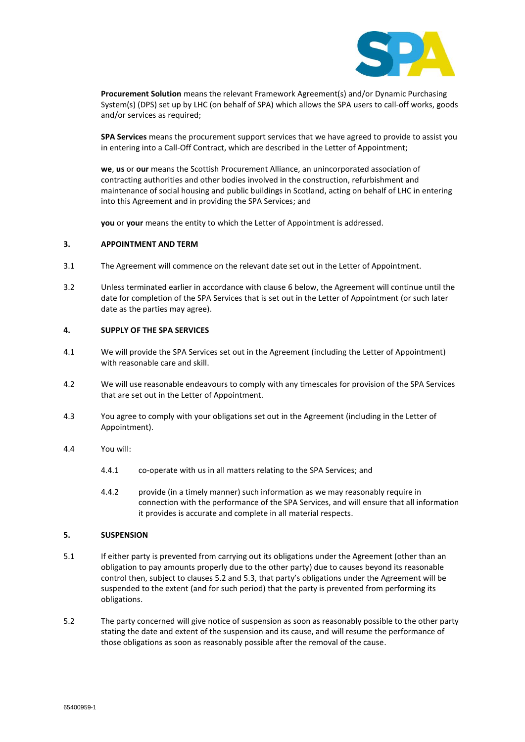**Procurement Solution** means the relevant Framework Agreement(s) and/or Dynamic Purchasing System(s) (DPS) set up by LHC (on behalf of SPA) which allows the SPA users to call-off works, goods and/or services as required;

**SPA Services** means the procurement support services that we have agreed to provide to assist you in entering into a Call-Off Contract, which are described in the Letter of Appointment;

**we**, **us** or **our** means the Scottish Procurement Alliance, an unincorporated association of contracting authorities and other bodies involved in the construction, refurbishment and maintenance of social housing and public buildings in Scotland, acting on behalf of LHC in entering into this Agreement and in providing the SPA Services; and

**you** or **your** means the entity to which the Letter of Appointment is addressed.

## 3. APPOINTMENT AND TERM

3.1 The Agreement will commence on the relevant date set out in the Letter of Appointment.

3.2 Unless terminated earlier in accordance with clause 6 below, the Agreement will continue until the date for completion of the SPA Services that is set out in the Letter of Appointment (or such later date as the parties may agree).

## 4. SUPPLY OF THE SPA SERVICES

4.1 We will provide the SPA Services set out in the Agreement (including the Letter of Appointment) with reasonable care and skill.

4.2 We will use reasonable endeavours to comply with any timescales for provision of the SPA Services that are set out in the Letter of Appointment.

4.3 You agree to comply with your obligations set out in the Agreement (including in the Letter of Appointment).

4.4 You will:

4.4.1 co-operate with us in all matters relating to the SPA Services; and

4.4.2 provide (in a timely manner) such information as we may reasonably require in connection with the performance of the SPA Services, and will ensure that all information it provides is accurate and complete in all material respects.

## 5. SUSPENSION

5.1 If either party is prevented from carrying out its obligations under the Agreement (other than an obligation to pay amounts properly due to the other party) due to causes beyond its reasonable control then, subject to clauses 5.2 and 5.3, that party's obligations under the Agreement will be suspended to the extent (and for such period) that the party is prevented from performing its obligations.

5.2 The party concerned will give notice of suspension as soon as reasonably possible to the other party stating the date and extent of the suspension and its cause, and will resume the performance of those obligations as soon as reasonably possible after the removal of the cause.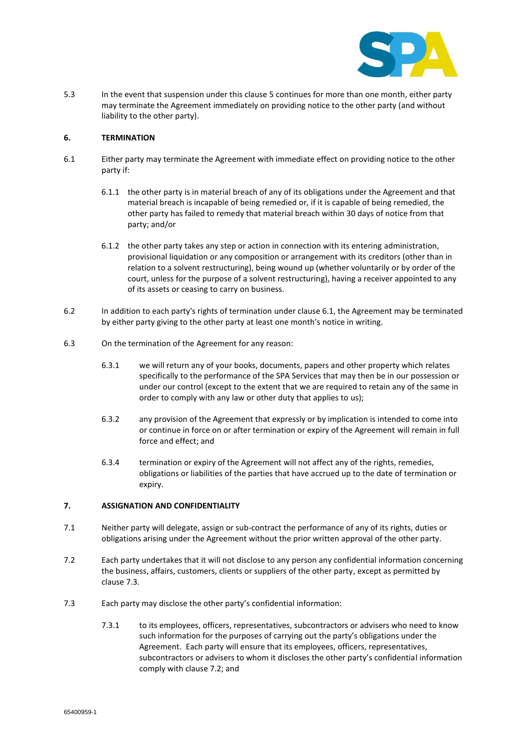5.3 In the event that suspension under this clause 5 continues for more than one month, either party may terminate the Agreement immediately on providing notice to the other party (and without liability to the other party).

## 6. TERMINATION

6.1 Either party may terminate the Agreement with immediate effect on providing notice to the other party if:

6.1.1 the other party is in material breach of any of its obligations under the Agreement and that material breach is incapable of being remedied or, if it is capable of being remedied, the other party has failed to remedy that material breach within 30 days of notice from that party; and/or

6.1.2 the other party takes any step or action in connection with its entering administration, provisional liquidation or any composition or arrangement with its creditors (other than in relation to a solvent restructuring), being wound up (whether voluntarily or by order of the court, unless for the purpose of a solvent restructuring), having a receiver appointed to any of its assets or ceasing to carry on business.

6.2 In addition to each party's rights of termination under clause 6.1, the Agreement may be terminated by either party giving to the other party at least one month's notice in writing.

6.3 On the termination of the Agreement for any reason:

6.3.1 we will return any of your books, documents, papers and other property which relates specifically to the performance of the SPA Services that may then be in our possession or under our control (except to the extent that we are required to retain any of the same in order to comply with any law or other duty that applies to us);

6.3.2 any provision of the Agreement that expressly or by implication is intended to come into or continue in force on or after termination or expiry of the Agreement will remain in full force and effect; and

6.3.4 termination or expiry of the Agreement will not affect any of the rights, remedies, obligations or liabilities of the parties that have accrued up to the date of termination or expiry.

## 7. ASSIGNATION AND CONFIDENTIALITY

7.1 Neither party will delegate, assign or sub-contract the performance of any of its rights, duties or obligations arising under the Agreement without the prior written approval of the other party.

7.2 Each party undertakes that it will not disclose to any person any confidential information concerning the business, affairs, customers, clients or suppliers of the other party, except as permitted by clause 7.3.

7.3 Each party may disclose the other party's confidential information:

7.3.1 to its employees, officers, representatives, subcontractors or advisers who need to know such information for the purposes of carrying out the party's obligations under the Agreement. Each party will ensure that its employees, officers, representatives, subcontractors or advisers to whom it discloses the other party's confidential information comply with clause 7.2; and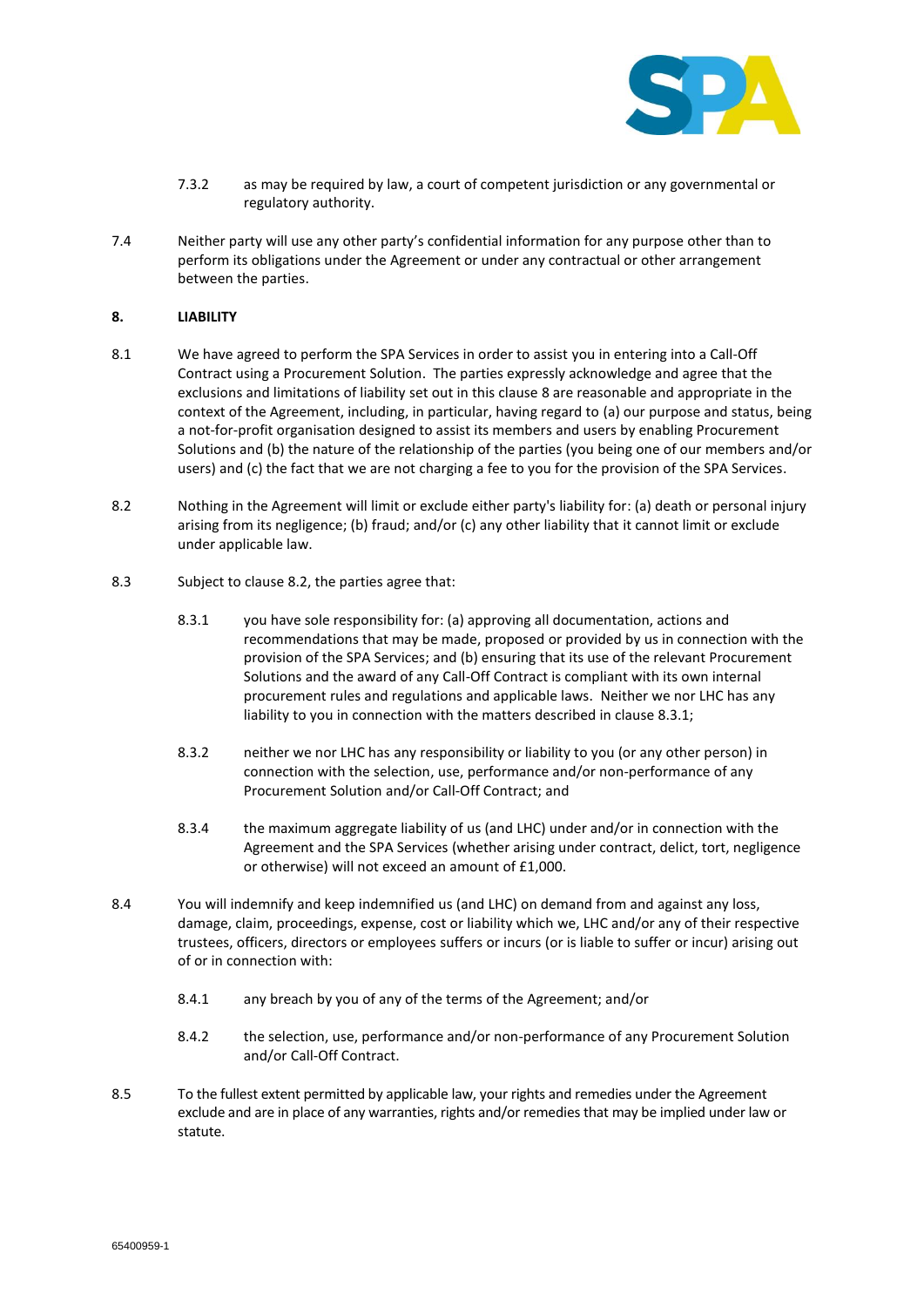7.3.2 as may be required by law, a court of competent jurisdiction or any governmental or regulatory authority.

7.4 Neither party will use any other party's confidential information for any purpose other than to perform its obligations under the Agreement or under any contractual or other arrangement between the parties.

**8. LIABILITY**

8.1 We have agreed to perform the SPA Services in order to assist you in entering into a Call-Off Contract using a Procurement Solution. The parties expressly acknowledge and agree that the exclusions and limitations of liability set out in this clause 8 are reasonable and appropriate in the context of the Agreement, including, in particular, having regard to (a) our purpose and status, being a not-for-profit organisation designed to assist its members and users by enabling Procurement Solutions and (b) the nature of the relationship of the parties (you being one of our members and/or users) and (c) the fact that we are not charging a fee to you for the provision of the SPA Services.

8.2 Nothing in the Agreement will limit or exclude either party's liability for: (a) death or personal injury arising from its negligence; (b) fraud; and/or (c) any other liability that it cannot limit or exclude under applicable law.

8.3 Subject to clause 8.2, the parties agree that:

8.3.1 you have sole responsibility for: (a) approving all documentation, actions and recommendations that may be made, proposed or provided by us in connection with the provision of the SPA Services; and (b) ensuring that its use of the relevant Procurement Solutions and the award of any Call-Off Contract is compliant with its own internal procurement rules and regulations and applicable laws. Neither we nor LHC has any liability to you in connection with the matters described in clause 8.3.1;

8.3.2 neither we nor LHC has any responsibility or liability to you (or any other person) in connection with the selection, use, performance and/or non-performance of any Procurement Solution and/or Call-Off Contract; and

8.3.4 the maximum aggregate liability of us (and LHC) under and/or in connection with the Agreement and the SPA Services (whether arising under contract, delict, tort, negligence or otherwise) will not exceed an amount of £1,000.

8.4 You will indemnify and keep indemnified us (and LHC) on demand from and against any loss, damage, claim, proceedings, expense, cost or liability which we, LHC and/or any of their respective trustees, officers, directors or employees suffers or incurs (or is liable to suffer or incur) arising out of or in connection with:

8.4.1 any breach by you of any of the terms of the Agreement; and/or

8.4.2 the selection, use, performance and/or non-performance of any Procurement Solution and/or Call-Off Contract.

8.5 To the fullest extent permitted by applicable law, your rights and remedies under the Agreement exclude and are in place of any warranties, rights and/or remedies that may be implied under law or statute.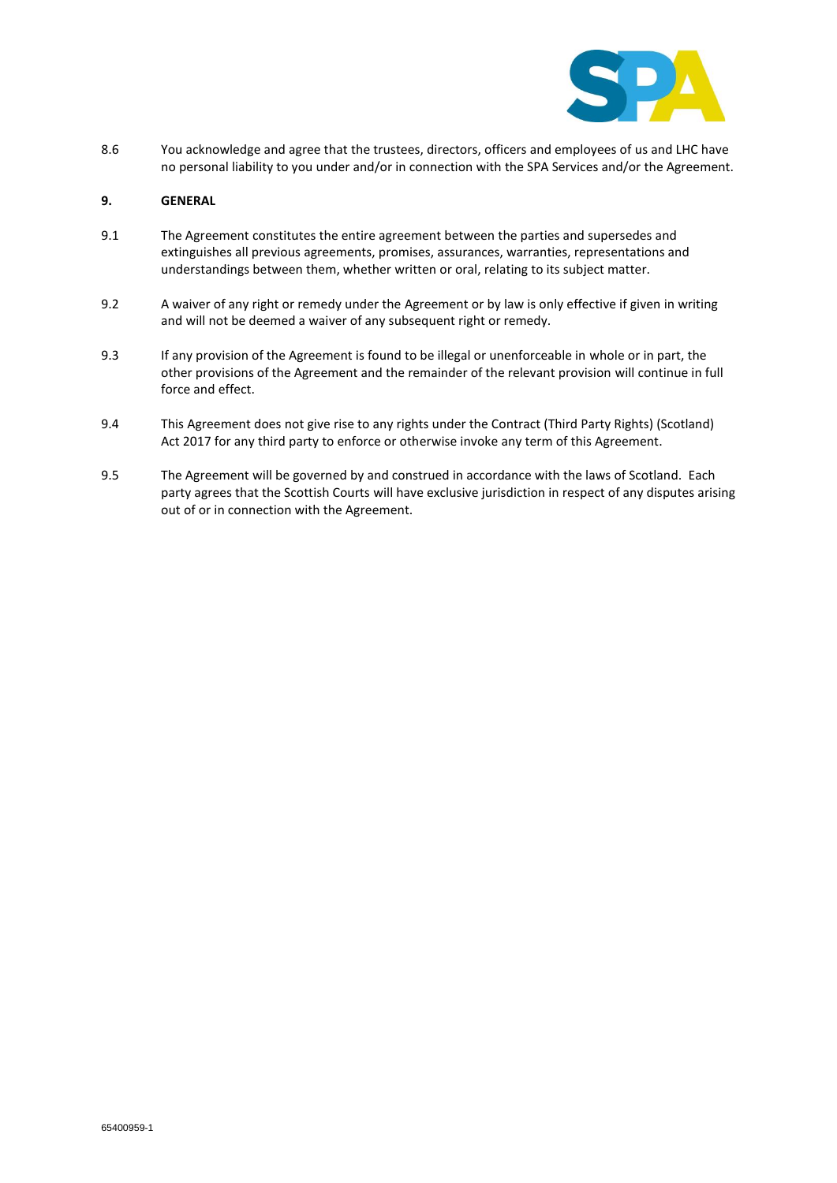8.6 You acknowledge and agree that the trustees, directors, officers and employees of us and LHC have no personal liability to you under and/or in connection with the SPA Services and/or the Agreement.

## 9. GENERAL

9.1 The Agreement constitutes the entire agreement between the parties and supersedes and extinguishes all previous agreements, promises, assurances, warranties, representations and understandings between them, whether written or oral, relating to its subject matter.

9.2 A waiver of any right or remedy under the Agreement or by law is only effective if given in writing and will not be deemed a waiver of any subsequent right or remedy.

9.3 If any provision of the Agreement is found to be illegal or unenforceable in whole or in part, the other provisions of the Agreement and the remainder of the relevant provision will continue in full force and effect.

9.4 This Agreement does not give rise to any rights under the Contract (Third Party Rights) (Scotland) Act 2017 for any third party to enforce or otherwise invoke any term of this Agreement.

9.5 The Agreement will be governed by and construed in accordance with the laws of Scotland. Each party agrees that the Scottish Courts will have exclusive jurisdiction in respect of any disputes arising out of or in connection with the Agreement.

65400959-1